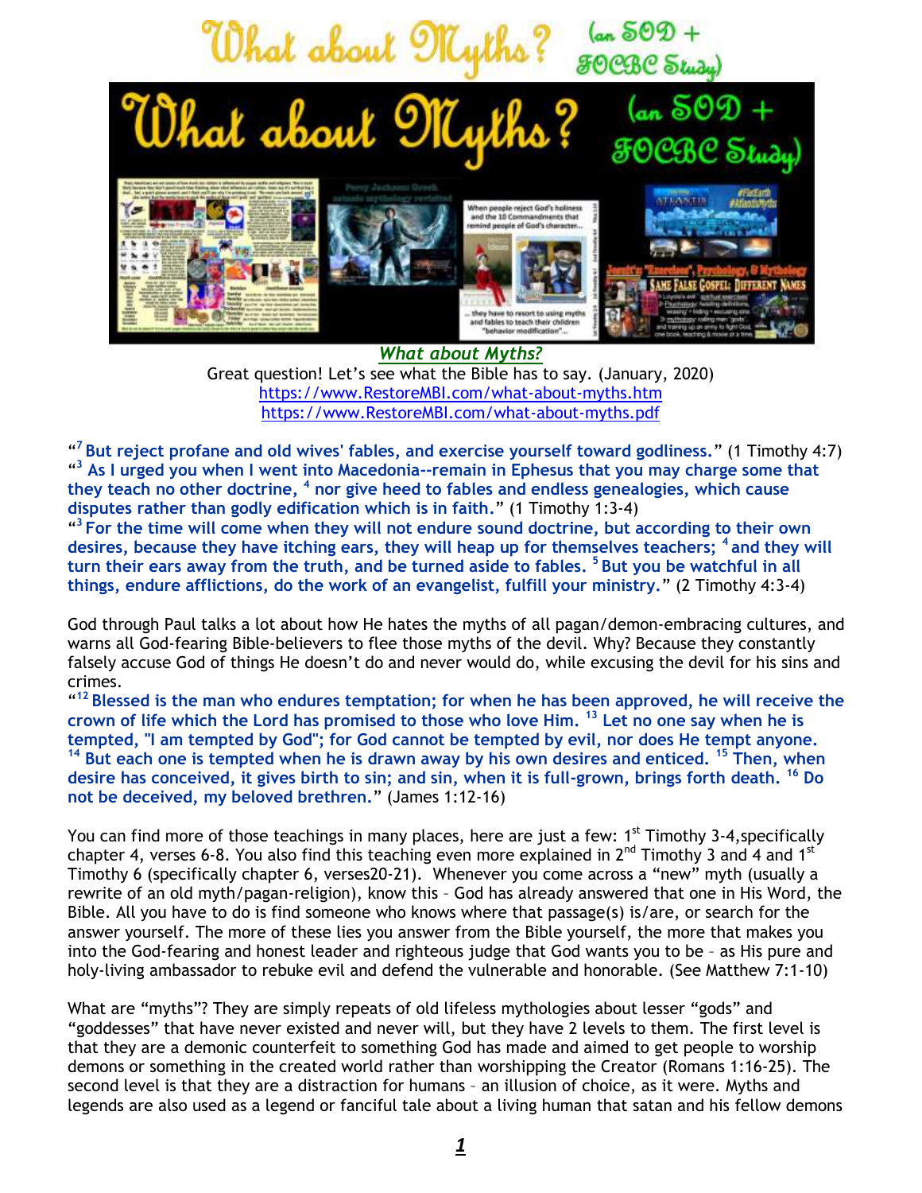# What about Myths? (an SOD + FOCBC Study)

***What about Myths?***

Great question! Let's see what the Bible has to say. (January, 2020)
https://www.RestoreMBI.com/what-about-myths.htm
https://www.RestoreMBI.com/what-about-myths.pdf

"[7] **But reject profane and old wives' fables, and exercise yourself toward godliness.**" (1 Timothy 4:7)
"[3] **As I urged you when I went into Macedonia--remain in Ephesus that you may charge some that they teach no other doctrine, [4] nor give heed to fables and endless genealogies, which cause disputes rather than godly edification which is in faith.**" (1 Timothy 1:3-4)
"[3] **For the time will come when they will not endure sound doctrine, but according to their own desires, because they have itching ears, they will heap up for themselves teachers; [4] and they will turn their ears away from the truth, and be turned aside to fables. [5] But you be watchful in all things, endure afflictions, do the work of an evangelist, fulfill your ministry.**" (2 Timothy 4:3-4)

God through Paul talks a lot about how He hates the myths of all pagan/demon-embracing cultures, and warns all God-fearing Bible-believers to flee those myths of the devil. Why? Because they constantly falsely accuse God of things He doesn't do and never would do, while excusing the devil for his sins and crimes.
"[12] **Blessed is the man who endures temptation; for when he has been approved, he will receive the crown of life which the Lord has promised to those who love Him. [13] Let no one say when he is tempted, "I am tempted by God"; for God cannot be tempted by evil, nor does He tempt anyone. [14] But each one is tempted when he is drawn away by his own desires and enticed. [15] Then, when desire has conceived, it gives birth to sin; and sin, when it is full-grown, brings forth death. [16] Do not be deceived, my beloved brethren.**" (James 1:12-16)

You can find more of those teachings in many places, here are just a few: 1st Timothy 3-4,specifically chapter 4, verses 6-8. You also find this teaching even more explained in 2nd Timothy 3 and 4 and 1st Timothy 6 (specifically chapter 6, verses20-21). Whenever you come across a "new" myth (usually a rewrite of an old myth/pagan-religion), know this – God has already answered that one in His Word, the Bible. All you have to do is find someone who knows where that passage(s) is/are, or search for the answer yourself. The more of these lies you answer from the Bible yourself, the more that makes you into the God-fearing and honest leader and righteous judge that God wants you to be – as His pure and holy-living ambassador to rebuke evil and defend the vulnerable and honorable. (See Matthew 7:1-10)

What are "myths"? They are simply repeats of old lifeless mythologies about lesser "gods" and "goddesses" that have never existed and never will, but they have 2 levels to them. The first level is that they are a demonic counterfeit to something God has made and aimed to get people to worship demons or something in the created world rather than worshipping the Creator (Romans 1:16-25). The second level is that they are a distraction for humans – an illusion of choice, as it were. Myths and legends are also used as a legend or fanciful tale about a living human that satan and his fellow demons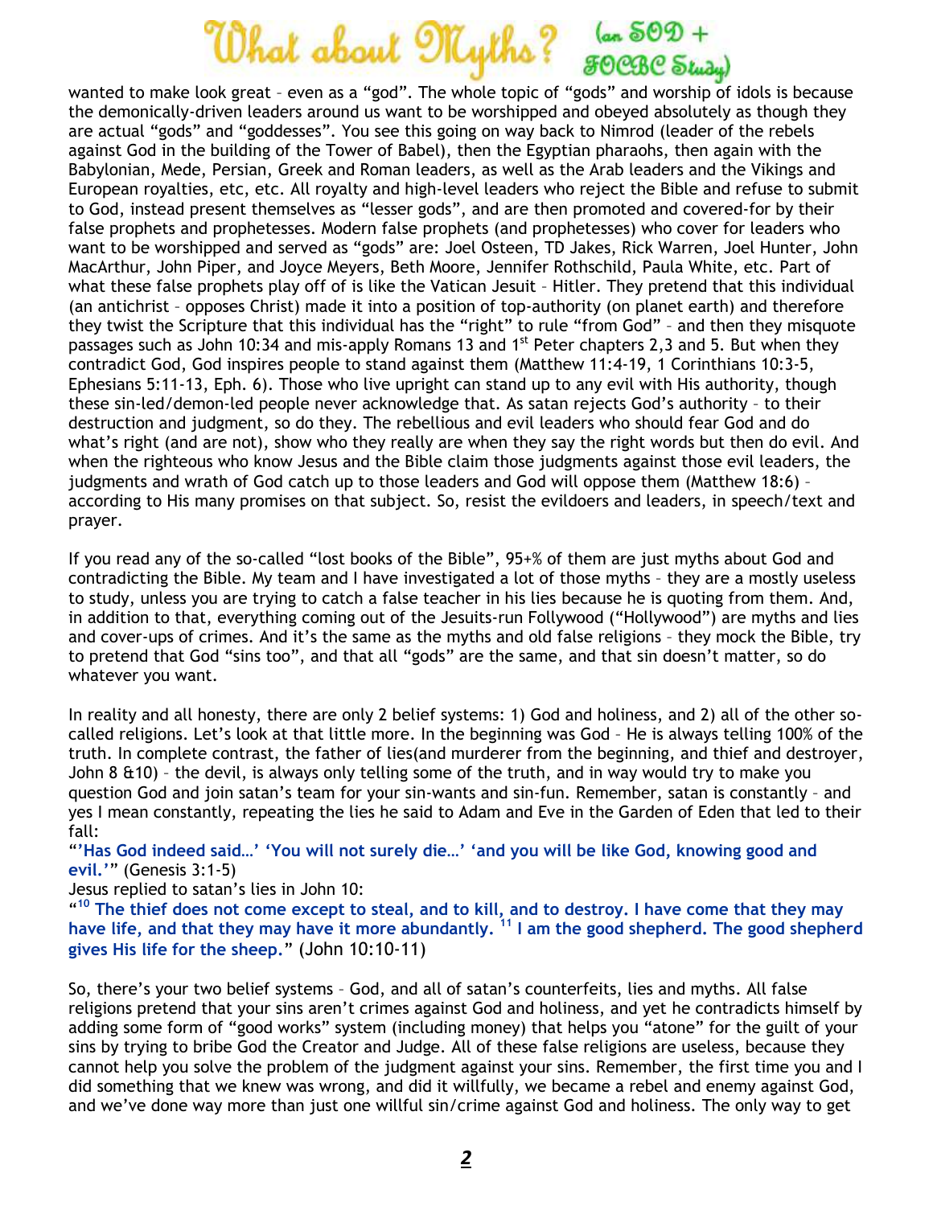wanted to make look great – even as a "god". The whole topic of "gods" and worship of idols is because the demonically-driven leaders around us want to be worshipped and obeyed absolutely as though they are actual "gods" and "goddesses". You see this going on way back to Nimrod (leader of the rebels against God in the building of the Tower of Babel), then the Egyptian pharaohs, then again with the Babylonian, Mede, Persian, Greek and Roman leaders, as well as the Arab leaders and the Vikings and European royalties, etc, etc. All royalty and high-level leaders who reject the Bible and refuse to submit to God, instead present themselves as "lesser gods", and are then promoted and covered-for by their false prophets and prophetesses. Modern false prophets (and prophetesses) who cover for leaders who want to be worshipped and served as "gods" are: Joel Osteen, TD Jakes, Rick Warren, Joel Hunter, John MacArthur, John Piper, and Joyce Meyers, Beth Moore, Jennifer Rothschild, Paula White, etc. Part of what these false prophets play off of is like the Vatican Jesuit – Hitler. They pretend that this individual (an antichrist – opposes Christ) made it into a position of top-authority (on planet earth) and therefore they twist the Scripture that this individual has the "right" to rule "from God" – and then they misquote passages such as John 10:34 and mis-apply Romans 13 and 1st Peter chapters 2,3 and 5. But when they contradict God, God inspires people to stand against them (Matthew 11:4-19, 1 Corinthians 10:3-5, Ephesians 5:11-13, Eph. 6). Those who live upright can stand up to any evil with His authority, though these sin-led/demon-led people never acknowledge that. As satan rejects God's authority – to their destruction and judgment, so do they. The rebellious and evil leaders who should fear God and do what's right (and are not), show who they really are when they say the right words but then do evil. And when the righteous who know Jesus and the Bible claim those judgments against those evil leaders, the judgments and wrath of God catch up to those leaders and God will oppose them (Matthew 18:6) – according to His many promises on that subject. So, resist the evildoers and leaders, in speech/text and prayer.

If you read any of the so-called "lost books of the Bible", 95+% of them are just myths about God and contradicting the Bible. My team and I have investigated a lot of those myths – they are a mostly useless to study, unless you are trying to catch a false teacher in his lies because he is quoting from them. And, in addition to that, everything coming out of the Jesuits-run Follywood ("Hollywood") are myths and lies and cover-ups of crimes. And it's the same as the myths and old false religions – they mock the Bible, try to pretend that God "sins too", and that all "gods" are the same, and that sin doesn't matter, so do whatever you want.

In reality and all honesty, there are only 2 belief systems: 1) God and holiness, and 2) all of the other so-called religions. Let's look at that little more. In the beginning was God – He is always telling 100% of the truth. In complete contrast, the father of lies(and murderer from the beginning, and thief and destroyer, John 8 &10) – the devil, is always only telling some of the truth, and in way would try to make you question God and join satan's team for your sin-wants and sin-fun. Remember, satan is constantly – and yes I mean constantly, repeating the lies he said to Adam and Eve in the Garden of Eden that led to their fall:

"**'Has God indeed said…' 'You will not surely die…' 'and you will be like God, knowing good and evil.'**" (Genesis 3:1-5)

Jesus replied to satan's lies in John 10:

"[10] **The thief does not come except to steal, and to kill, and to destroy. I have come that they may have life, and that they may have it more abundantly.** [11] **I am the good shepherd. The good shepherd gives His life for the sheep.**" (John 10:10-11)

So, there's your two belief systems – God, and all of satan's counterfeits, lies and myths. All false religions pretend that your sins aren't crimes against God and holiness, and yet he contradicts himself by adding some form of "good works" system (including money) that helps you "atone" for the guilt of your sins by trying to bribe God the Creator and Judge. All of these false religions are useless, because they cannot help you solve the problem of the judgment against your sins. Remember, the first time you and I did something that we knew was wrong, and did it willfully, we became a rebel and enemy against God, and we've done way more than just one willful sin/crime against God and holiness. The only way to get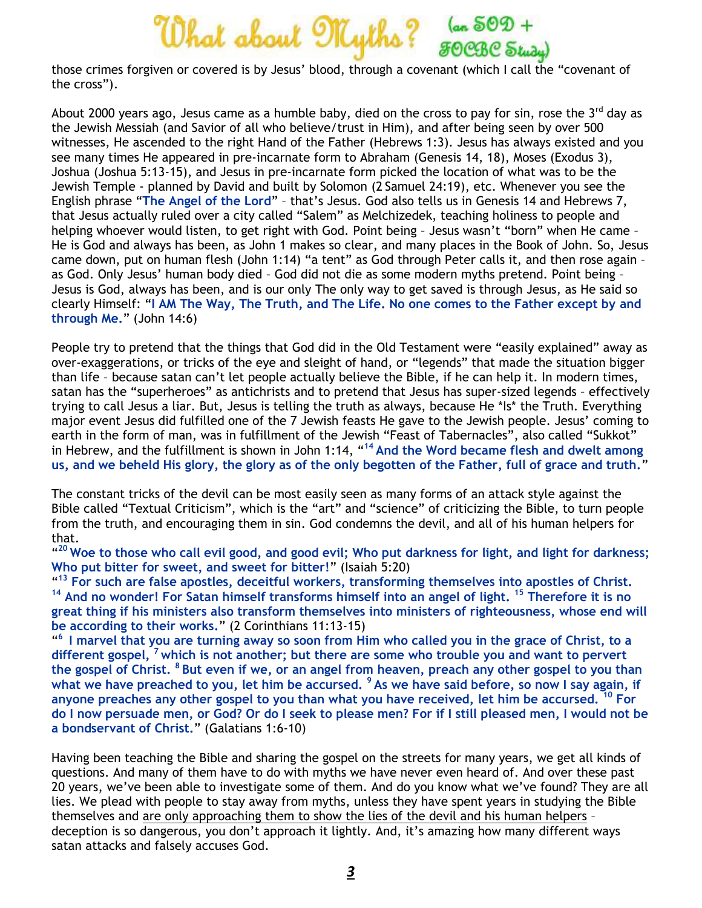those crimes forgiven or covered is by Jesus' blood, through a covenant (which I call the "covenant of the cross").

About 2000 years ago, Jesus came as a humble baby, died on the cross to pay for sin, rose the 3rd day as the Jewish Messiah (and Savior of all who believe/trust in Him), and after being seen by over 500 witnesses, He ascended to the right Hand of the Father (Hebrews 1:3). Jesus has always existed and you see many times He appeared in pre-incarnate form to Abraham (Genesis 14, 18), Moses (Exodus 3), Joshua (Joshua 5:13-15), and Jesus in pre-incarnate form picked the location of what was to be the Jewish Temple - planned by David and built by Solomon (2 Samuel 24:19), etc. Whenever you see the English phrase "**The Angel of the Lord**" – that's Jesus. God also tells us in Genesis 14 and Hebrews 7, that Jesus actually ruled over a city called "Salem" as Melchizedek, teaching holiness to people and helping whoever would listen, to get right with God. Point being – Jesus wasn't "born" when He came – He is God and always has been, as John 1 makes so clear, and many places in the Book of John. So, Jesus came down, put on human flesh (John 1:14) "a tent" as God through Peter calls it, and then rose again – as God. Only Jesus' human body died – God did not die as some modern myths pretend. Point being – Jesus is God, always has been, and is our only The only way to get saved is through Jesus, as He said so clearly Himself: "**I AM The Way, The Truth, and The Life. No one comes to the Father except by and through Me.**" (John 14:6)

People try to pretend that the things that God did in the Old Testament were "easily explained" away as over-exaggerations, or tricks of the eye and sleight of hand, or "legends" that made the situation bigger than life – because satan can't let people actually believe the Bible, if he can help it. In modern times, satan has the "superheroes" as antichrists and to pretend that Jesus has super-sized legends – effectively trying to call Jesus a liar. But, Jesus is telling the truth as always, because He *Is* the Truth. Everything major event Jesus did fulfilled one of the 7 Jewish feasts He gave to the Jewish people. Jesus' coming to earth in the form of man, was in fulfillment of the Jewish "Feast of Tabernacles", also called "Sukkot" in Hebrew, and the fulfillment is shown in John 1:14, "[14] **And the Word became flesh and dwelt among us, and we beheld His glory, the glory as of the only begotten of the Father, full of grace and truth.**"

The constant tricks of the devil can be most easily seen as many forms of an attack style against the Bible called "Textual Criticism", which is the "art" and "science" of criticizing the Bible, to turn people from the truth, and encouraging them in sin. God condemns the devil, and all of his human helpers for that.

"[20] **Woe to those who call evil good, and good evil; Who put darkness for light, and light for darkness; Who put bitter for sweet, and sweet for bitter!**" (Isaiah 5:20)

"[13] **For such are false apostles, deceitful workers, transforming themselves into apostles of Christ. [14] And no wonder! For Satan himself transforms himself into an angel of light. [15] Therefore it is no great thing if his ministers also transform themselves into ministers of righteousness, whose end will be according to their works.**" (2 Corinthians 11:13-15)

"[6] **I marvel that you are turning away so soon from Him who called you in the grace of Christ, to a different gospel, [7] which is not another; but there are some who trouble you and want to pervert the gospel of Christ. [8] But even if we, or an angel from heaven, preach any other gospel to you than what we have preached to you, let him be accursed. [9] As we have said before, so now I say again, if anyone preaches any other gospel to you than what you have received, let him be accursed. [10] For do I now persuade men, or God? Or do I seek to please men? For if I still pleased men, I would not be a bondservant of Christ.**" (Galatians 1:6-10)

Having been teaching the Bible and sharing the gospel on the streets for many years, we get all kinds of questions. And many of them have to do with myths we have never even heard of. And over these past 20 years, we've been able to investigate some of them. And do you know what we've found? They are all lies. We plead with people to stay away from myths, unless they have spent years in studying the Bible themselves and are only approaching them to show the lies of the devil and his human helpers – deception is so dangerous, you don't approach it lightly. And, it's amazing how many different ways satan attacks and falsely accuses God.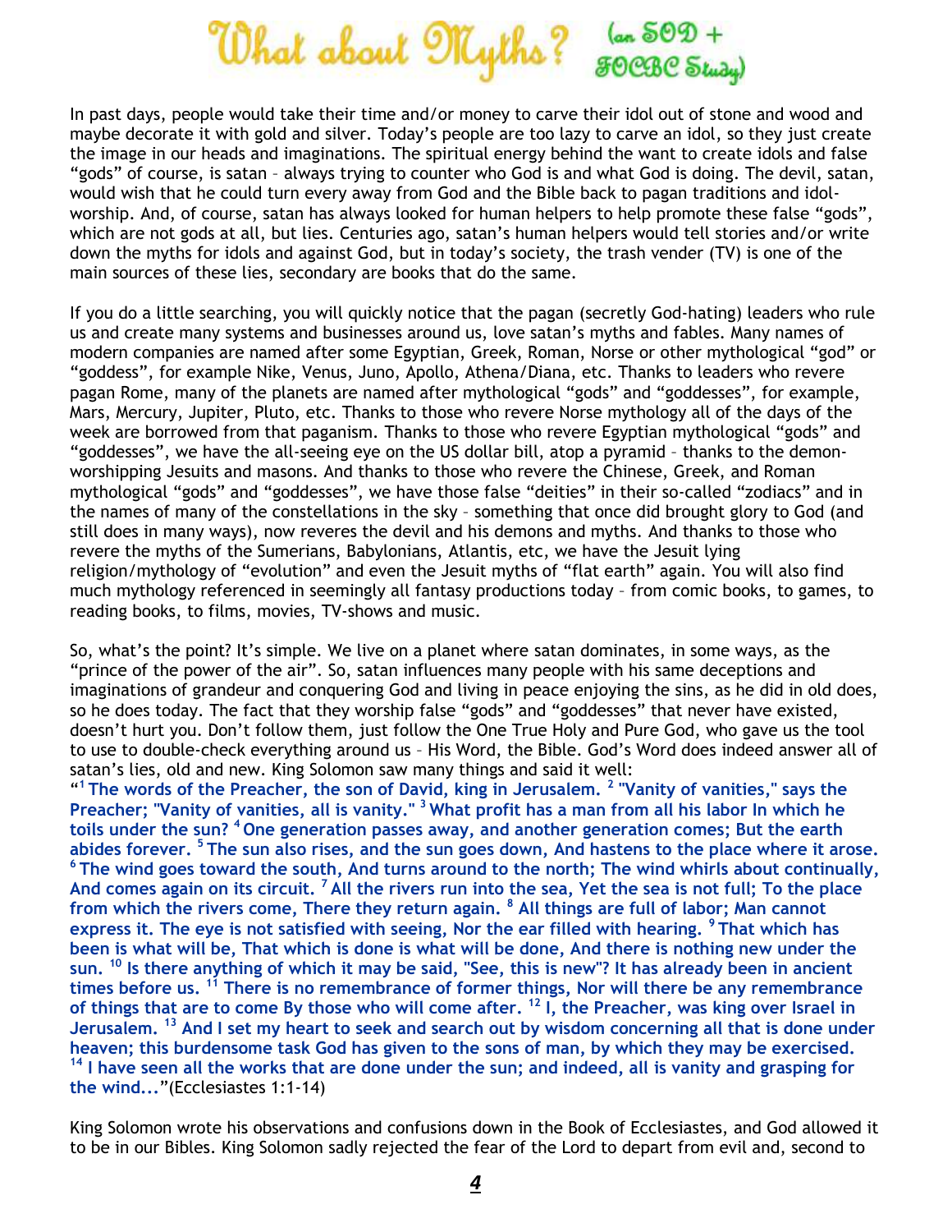# What about Myths? (an SOD + FOCBC Study)

In past days, people would take their time and/or money to carve their idol out of stone and wood and maybe decorate it with gold and silver. Today's people are too lazy to carve an idol, so they just create the image in our heads and imaginations. The spiritual energy behind the want to create idols and false "gods" of course, is satan – always trying to counter who God is and what God is doing. The devil, satan, would wish that he could turn every away from God and the Bible back to pagan traditions and idol-worship. And, of course, satan has always looked for human helpers to help promote these false "gods", which are not gods at all, but lies. Centuries ago, satan's human helpers would tell stories and/or write down the myths for idols and against God, but in today's society, the trash vender (TV) is one of the main sources of these lies, secondary are books that do the same.

If you do a little searching, you will quickly notice that the pagan (secretly God-hating) leaders who rule us and create many systems and businesses around us, love satan's myths and fables. Many names of modern companies are named after some Egyptian, Greek, Roman, Norse or other mythological "god" or "goddess", for example Nike, Venus, Juno, Apollo, Athena/Diana, etc. Thanks to leaders who revere pagan Rome, many of the planets are named after mythological "gods" and "goddesses", for example, Mars, Mercury, Jupiter, Pluto, etc. Thanks to those who revere Norse mythology all of the days of the week are borrowed from that paganism. Thanks to those who revere Egyptian mythological "gods" and "goddesses", we have the all-seeing eye on the US dollar bill, atop a pyramid – thanks to the demon-worshipping Jesuits and masons. And thanks to those who revere the Chinese, Greek, and Roman mythological "gods" and "goddesses", we have those false "deities" in their so-called "zodiacs" and in the names of many of the constellations in the sky – something that once did brought glory to God (and still does in many ways), now reveres the devil and his demons and myths. And thanks to those who revere the myths of the Sumerians, Babylonians, Atlantis, etc, we have the Jesuit lying religion/mythology of "evolution" and even the Jesuit myths of "flat earth" again. You will also find much mythology referenced in seemingly all fantasy productions today – from comic books, to games, to reading books, to films, movies, TV-shows and music.

So, what's the point? It's simple. We live on a planet where satan dominates, in some ways, as the "prince of the power of the air". So, satan influences many people with his same deceptions and imaginations of grandeur and conquering God and living in peace enjoying the sins, as he did in old does, so he does today. The fact that they worship false "gods" and "goddesses" that never have existed, doesn't hurt you. Don't follow them, just follow the One True Holy and Pure God, who gave us the tool to use to double-check everything around us – His Word, the Bible. God's Word does indeed answer all of satan's lies, old and new. King Solomon saw many things and said it well:

"[1] **The words of the Preacher, the son of David, king in Jerusalem. [2] "Vanity of vanities," says the Preacher; "Vanity of vanities, all is vanity." [3] What profit has a man from all his labor In which he toils under the sun? [4] One generation passes away, and another generation comes; But the earth abides forever. [5] The sun also rises, and the sun goes down, And hastens to the place where it arose. [6] The wind goes toward the south, And turns around to the north; The wind whirls about continually, And comes again on its circuit. [7] All the rivers run into the sea, Yet the sea is not full; To the place from which the rivers come, There they return again. [8] All things are full of labor; Man cannot express it. The eye is not satisfied with seeing, Nor the ear filled with hearing. [9] That which has been is what will be, That which is done is what will be done, And there is nothing new under the sun. [10] Is there anything of which it may be said, "See, this is new"? It has already been in ancient times before us. [11] There is no remembrance of former things, Nor will there be any remembrance of things that are to come By those who will come after. [12] I, the Preacher, was king over Israel in Jerusalem. [13] And I set my heart to seek and search out by wisdom concerning all that is done under heaven; this burdensome task God has given to the sons of man, by which they may be exercised. [14] I have seen all the works that are done under the sun; and indeed, all is vanity and grasping for the wind...**"(Ecclesiastes 1:1-14)

King Solomon wrote his observations and confusions down in the Book of Ecclesiastes, and God allowed it to be in our Bibles. King Solomon sadly rejected the fear of the Lord to depart from evil and, second to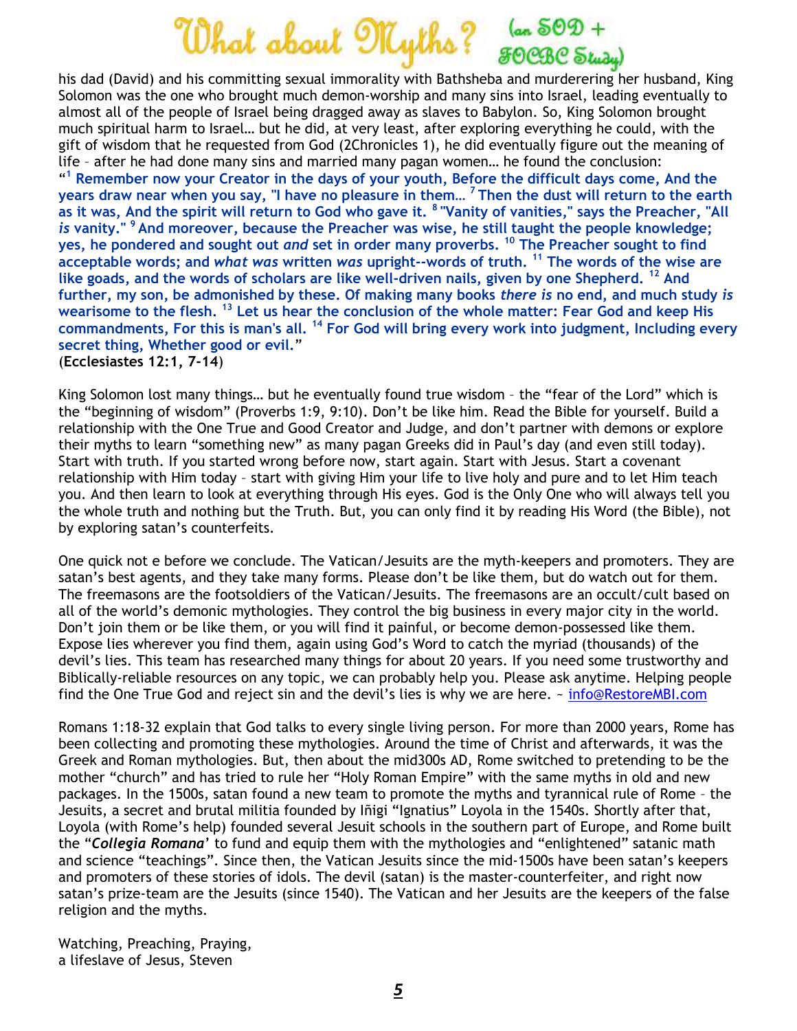his dad (David) and his committing sexual immorality with Bathsheba and murderering her husband, King Solomon was the one who brought much demon-worship and many sins into Israel, leading eventually to almost all of the people of Israel being dragged away as slaves to Babylon. So, King Solomon brought much spiritual harm to Israel… but he did, at very least, after exploring everything he could, with the gift of wisdom that he requested from God (2Chronicles 1), he did eventually figure out the meaning of life – after he had done many sins and married many pagan women… he found the conclusion:

"[1] **Remember now your Creator in the days of your youth, Before the difficult days come, And the years draw near when you say, "I have no pleasure in them…** [7] **Then the dust will return to the earth as it was, And the spirit will return to God who gave it.** [8] **"Vanity of vanities," says the Preacher, "All *is* vanity."** [9] **And moreover, because the Preacher was wise, he still taught the people knowledge; yes, he pondered and sought out *and* set in order many proverbs.** [10] **The Preacher sought to find acceptable words; and *what was* written *was* upright--words of truth.** [11] **The words of the wise are like goads, and the words of scholars are like well-driven nails, given by one Shepherd.** [12] **And further, my son, be admonished by these. Of making many books *there is* no end, and much study *is* wearisome to the flesh.** [13] **Let us hear the conclusion of the whole matter: Fear God and keep His commandments, For this is man's all.** [14] **For God will bring every work into judgment, Including every secret thing, Whether good or evil."**
(**Ecclesiastes 12:1, 7-14**)

King Solomon lost many things… but he eventually found true wisdom – the "fear of the Lord" which is the "beginning of wisdom" (Proverbs 1:9, 9:10). Don't be like him. Read the Bible for yourself. Build a relationship with the One True and Good Creator and Judge, and don't partner with demons or explore their myths to learn "something new" as many pagan Greeks did in Paul's day (and even still today). Start with truth. If you started wrong before now, start again. Start with Jesus. Start a covenant relationship with Him today – start with giving Him your life to live holy and pure and to let Him teach you. And then learn to look at everything through His eyes. God is the Only One who will always tell you the whole truth and nothing but the Truth. But, you can only find it by reading His Word (the Bible), not by exploring satan's counterfeits.

One quick not e before we conclude. The Vatican/Jesuits are the myth-keepers and promoters. They are satan's best agents, and they take many forms. Please don't be like them, but do watch out for them. The freemasons are the footsoldiers of the Vatican/Jesuits. The freemasons are an occult/cult based on all of the world's demonic mythologies. They control the big business in every major city in the world. Don't join them or be like them, or you will find it painful, or become demon-possessed like them. Expose lies wherever you find them, again using God's Word to catch the myriad (thousands) of the devil's lies. This team has researched many things for about 20 years. If you need some trustworthy and Biblically-reliable resources on any topic, we can probably help you. Please ask anytime. Helping people find the One True God and reject sin and the devil's lies is why we are here. ~ info@RestoreMBI.com

Romans 1:18-32 explain that God talks to every single living person. For more than 2000 years, Rome has been collecting and promoting these mythologies. Around the time of Christ and afterwards, it was the Greek and Roman mythologies. But, then about the mid300s AD, Rome switched to pretending to be the mother "church" and has tried to rule her "Holy Roman Empire" with the same myths in old and new packages. In the 1500s, satan found a new team to promote the myths and tyrannical rule of Rome – the Jesuits, a secret and brutal militia founded by Iñigi "Ignatius" Loyola in the 1540s. Shortly after that, Loyola (with Rome's help) founded several Jesuit schools in the southern part of Europe, and Rome built the "***Collegia Romana***' to fund and equip them with the mythologies and "enlightened" satanic math and science "teachings". Since then, the Vatican Jesuits since the mid-1500s have been satan's keepers and promoters of these stories of idols. The devil (satan) is the master-counterfeiter, and right now satan's prize-team are the Jesuits (since 1540). The Vatican and her Jesuits are the keepers of the false religion and the myths.

Watching, Preaching, Praying,
a lifeslave of Jesus, Steven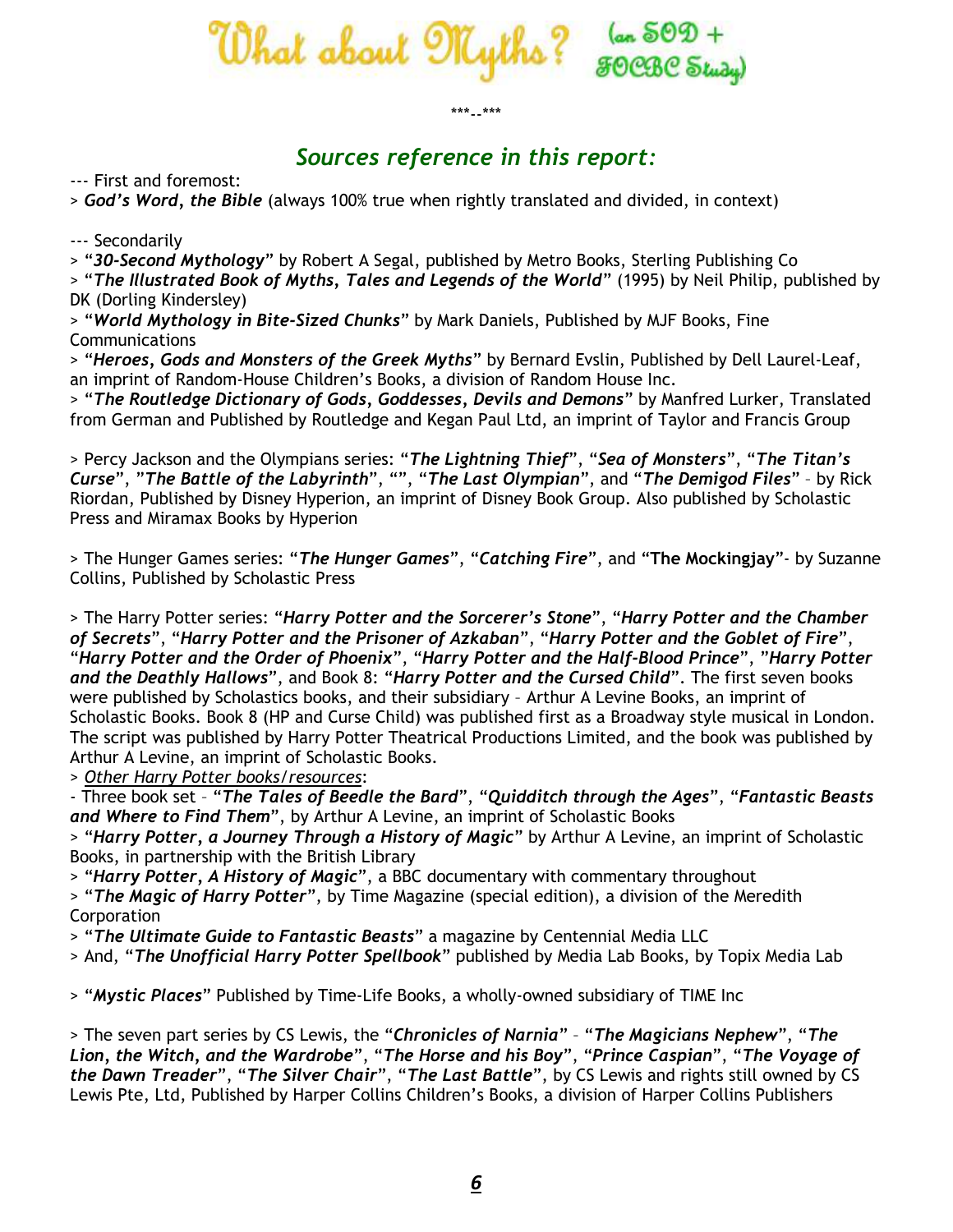# What about Myths? (an SOD + FOCBC Study)

\*\*\*--\*\*\*

## *Sources reference in this report:*

--- First and foremost:

> ***God's Word, the Bible*** (always 100% true when rightly translated and divided, in context)

--- Secondarily

> "***30-Second Mythology***" by Robert A Segal, published by Metro Books, Sterling Publishing Co

> "***The Illustrated Book of Myths, Tales and Legends of the World***" (1995) by Neil Philip, published by DK (Dorling Kindersley)

> "***World Mythology in Bite-Sized Chunks***" by Mark Daniels, Published by MJF Books, Fine Communications

> "***Heroes, Gods and Monsters of the Greek Myths***" by Bernard Evslin, Published by Dell Laurel-Leaf, an imprint of Random-House Children's Books, a division of Random House Inc.

> "***The Routledge Dictionary of Gods, Goddesses, Devils and Demons***" by Manfred Lurker, Translated from German and Published by Routledge and Kegan Paul Ltd, an imprint of Taylor and Francis Group

> Percy Jackson and the Olympians series: "***The Lightning Thief***", "***Sea of Monsters***", "***The Titan's Curse***", "***The Battle of the Labyrinth***", "", "***The Last Olympian***", and "***The Demigod Files***" – by Rick Riordan, Published by Disney Hyperion, an imprint of Disney Book Group. Also published by Scholastic Press and Miramax Books by Hyperion

> The Hunger Games series: "***The Hunger Games***", "***Catching Fire***", and "**The Mockingjay**"- by Suzanne Collins, Published by Scholastic Press

> The Harry Potter series: "***Harry Potter and the Sorcerer's Stone***", "***Harry Potter and the Chamber of Secrets***", "***Harry Potter and the Prisoner of Azkaban***", "***Harry Potter and the Goblet of Fire***", "***Harry Potter and the Order of Phoenix***", "***Harry Potter and the Half-Blood Prince***", "***Harry Potter and the Deathly Hallows***", and Book 8: "***Harry Potter and the Cursed Child***". The first seven books were published by Scholastics books, and their subsidiary – Arthur A Levine Books, an imprint of Scholastic Books. Book 8 (HP and Curse Child) was published first as a Broadway style musical in London. The script was published by Harry Potter Theatrical Productions Limited, and the book was published by Arthur A Levine, an imprint of Scholastic Books.

> *Other Harry Potter books/resources*:

- Three book set – "***The Tales of Beedle the Bard***", "***Quidditch through the Ages***", "***Fantastic Beasts and Where to Find Them***", by Arthur A Levine, an imprint of Scholastic Books

> "***Harry Potter, a Journey Through a History of Magic***" by Arthur A Levine, an imprint of Scholastic Books, in partnership with the British Library

> "***Harry Potter, A History of Magic***", a BBC documentary with commentary throughout

> "***The Magic of Harry Potter***", by Time Magazine (special edition), a division of the Meredith Corporation

> "***The Ultimate Guide to Fantastic Beasts***" a magazine by Centennial Media LLC

> And, "***The Unofficial Harry Potter Spellbook***" published by Media Lab Books, by Topix Media Lab

> "***Mystic Places***" Published by Time-Life Books, a wholly-owned subsidiary of TIME Inc

> The seven part series by CS Lewis, the "***Chronicles of Narnia***" – "***The Magicians Nephew***", "***The Lion, the Witch, and the Wardrobe***", "***The Horse and his Boy***", "***Prince Caspian***", "***The Voyage of the Dawn Treader***", "***The Silver Chair***", "***The Last Battle***", by CS Lewis and rights still owned by CS Lewis Pte, Ltd, Published by Harper Collins Children's Books, a division of Harper Collins Publishers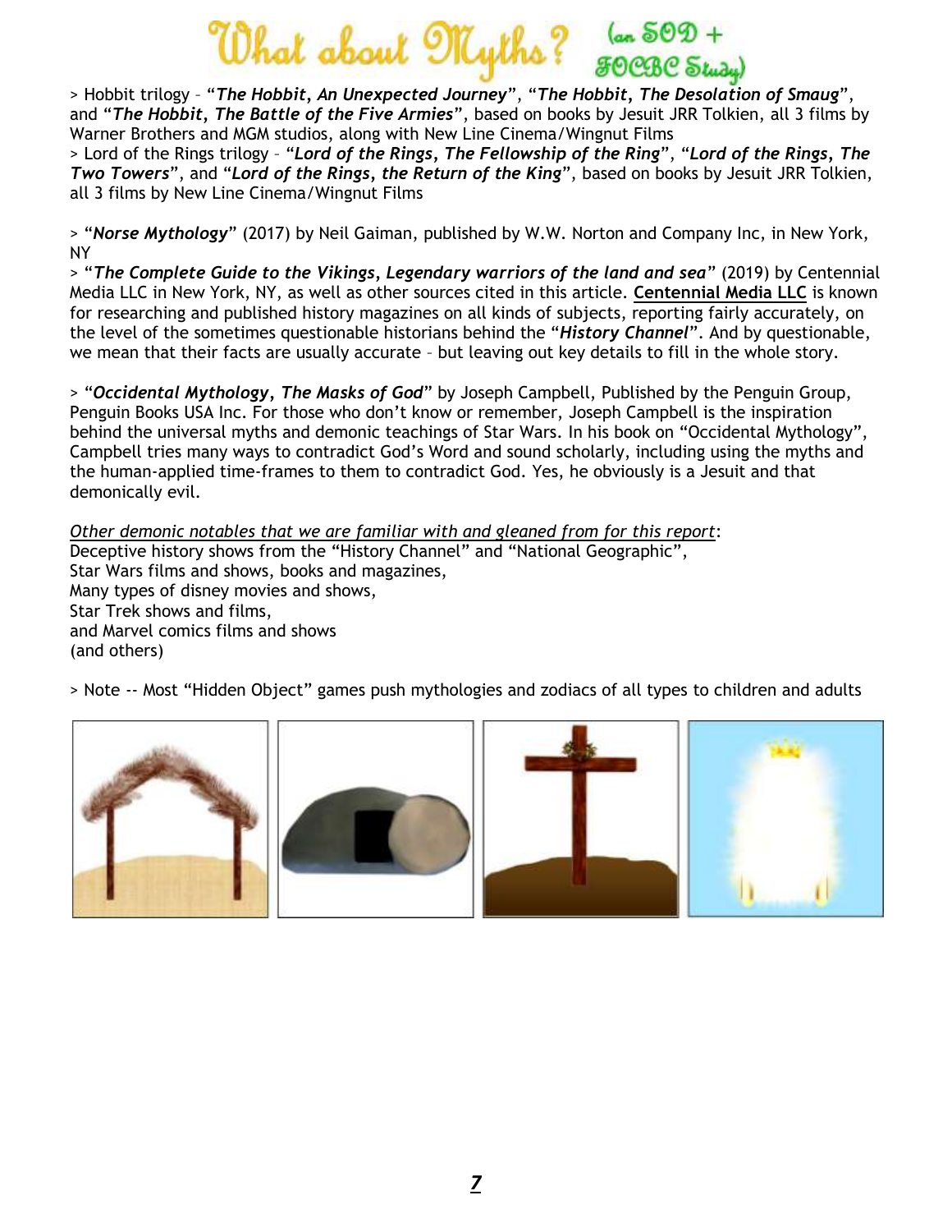# What about Myths? (an SOD + FOCBC Study)

> Hobbit trilogy – "***The Hobbit, An Unexpected Journey***", "***The Hobbit, The Desolation of Smaug***", and "***The Hobbit, The Battle of the Five Armies***", based on books by Jesuit JRR Tolkien, all 3 films by Warner Brothers and MGM studios, along with New Line Cinema/Wingnut Films

> Lord of the Rings trilogy – "***Lord of the Rings, The Fellowship of the Ring***", "***Lord of the Rings, The Two Towers***", and "***Lord of the Rings, the Return of the King***", based on books by Jesuit JRR Tolkien, all 3 films by New Line Cinema/Wingnut Films

> "***Norse Mythology***" (2017) by Neil Gaiman, published by W.W. Norton and Company Inc, in New York, NY

> "***The Complete Guide to the Vikings, Legendary warriors of the land and sea***" (2019) by Centennial Media LLC in New York, NY, as well as other sources cited in this article. **Centennial Media LLC** is known for researching and published history magazines on all kinds of subjects, reporting fairly accurately, on the level of the sometimes questionable historians behind the "***History Channel***". And by questionable, we mean that their facts are usually accurate – but leaving out key details to fill in the whole story.

> "***Occidental Mythology, The Masks of God***" by Joseph Campbell, Published by the Penguin Group, Penguin Books USA Inc. For those who don't know or remember, Joseph Campbell is the inspiration behind the universal myths and demonic teachings of Star Wars. In his book on "Occidental Mythology", Campbell tries many ways to contradict God's Word and sound scholarly, including using the myths and the human-applied time-frames to them to contradict God. Yes, he obviously is a Jesuit and that demonically evil.

*Other demonic notables that we are familiar with and gleaned from for this report*:
Deceptive history shows from the "History Channel" and "National Geographic",
Star Wars films and shows, books and magazines,
Many types of disney movies and shows,
Star Trek shows and films,
and Marvel comics films and shows
(and others)

> Note -- Most "Hidden Object" games push mythologies and zodiacs of all types to children and adults